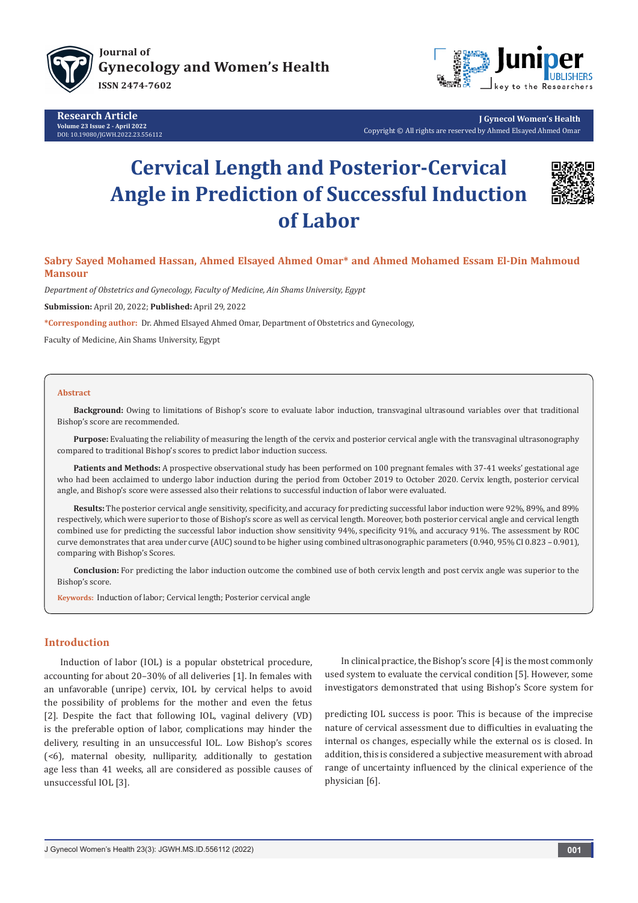Research Article
Volume 23 Issue 2 - April 2022
DOI: 10.19080/JGWH.2022.23.556112

J Gynecol Women's Health
Copyright © All rights are reserved by Ahmed Elsayed Ahmed Omar

# Cervical Length and Posterior-Cervical Angle in Prediction of Successful Induction of Labor

**Sabry Sayed Mohamed Hassan, Ahmed Elsayed Ahmed Omar* and Ahmed Mohamed Essam El-Din Mahmoud Mansour**

*Department of Obstetrics and Gynecology, Faculty of Medicine, Ain Shams University, Egypt*

**Submission:** April 20, 2022; **Published:** April 29, 2022

***Corresponding author:** Dr. Ahmed Elsayed Ahmed Omar, Department of Obstetrics and Gynecology, Faculty of Medicine, Ain Shams University, Egypt

## Abstract

**Background:** Owing to limitations of Bishop's score to evaluate labor induction, transvaginal ultrasound variables over that traditional Bishop's score are recommended.

**Purpose:** Evaluating the reliability of measuring the length of the cervix and posterior cervical angle with the transvaginal ultrasonography compared to traditional Bishop's scores to predict labor induction success.

**Patients and Methods:** A prospective observational study has been performed on 100 pregnant females with 37-41 weeks' gestational age who had been acclaimed to undergo labor induction during the period from October 2019 to October 2020. Cervix length, posterior cervical angle, and Bishop's score were assessed also their relations to successful induction of labor were evaluated.

**Results:** The posterior cervical angle sensitivity, specificity, and accuracy for predicting successful labor induction were 92%, 89%, and 89% respectively, which were superior to those of Bishop's score as well as cervical length. Moreover, both posterior cervical angle and cervical length combined use for predicting the successful labor induction show sensitivity 94%, specificity 91%, and accuracy 91%. The assessment by ROC curve demonstrates that area under curve (AUC) sound to be higher using combined ultrasonographic parameters (0.940, 95% CI 0.823 – 0.901), comparing with Bishop's Scores.

**Conclusion:** For predicting the labor induction outcome the combined use of both cervix length and post cervix angle was superior to the Bishop's score.

**Keywords:** Induction of labor; Cervical length; Posterior cervical angle

## Introduction

Induction of labor (IOL) is a popular obstetrical procedure, accounting for about 20–30% of all deliveries [1]. In females with an unfavorable (unripe) cervix, IOL by cervical helps to avoid the possibility of problems for the mother and even the fetus [2]. Despite the fact that following IOL, vaginal delivery (VD) is the preferable option of labor, complications may hinder the delivery, resulting in an unsuccessful IOL. Low Bishop's scores (<6), maternal obesity, nulliparity, additionally to gestation age less than 41 weeks, all are considered as possible causes of unsuccessful IOL [3].

In clinical practice, the Bishop's score [4] is the most commonly used system to evaluate the cervical condition [5]. However, some investigators demonstrated that using Bishop's Score system for predicting IOL success is poor. This is because of the imprecise nature of cervical assessment due to difficulties in evaluating the internal os changes, especially while the external os is closed. In addition, this is considered a subjective measurement with abroad range of uncertainty influenced by the clinical experience of the physician [6].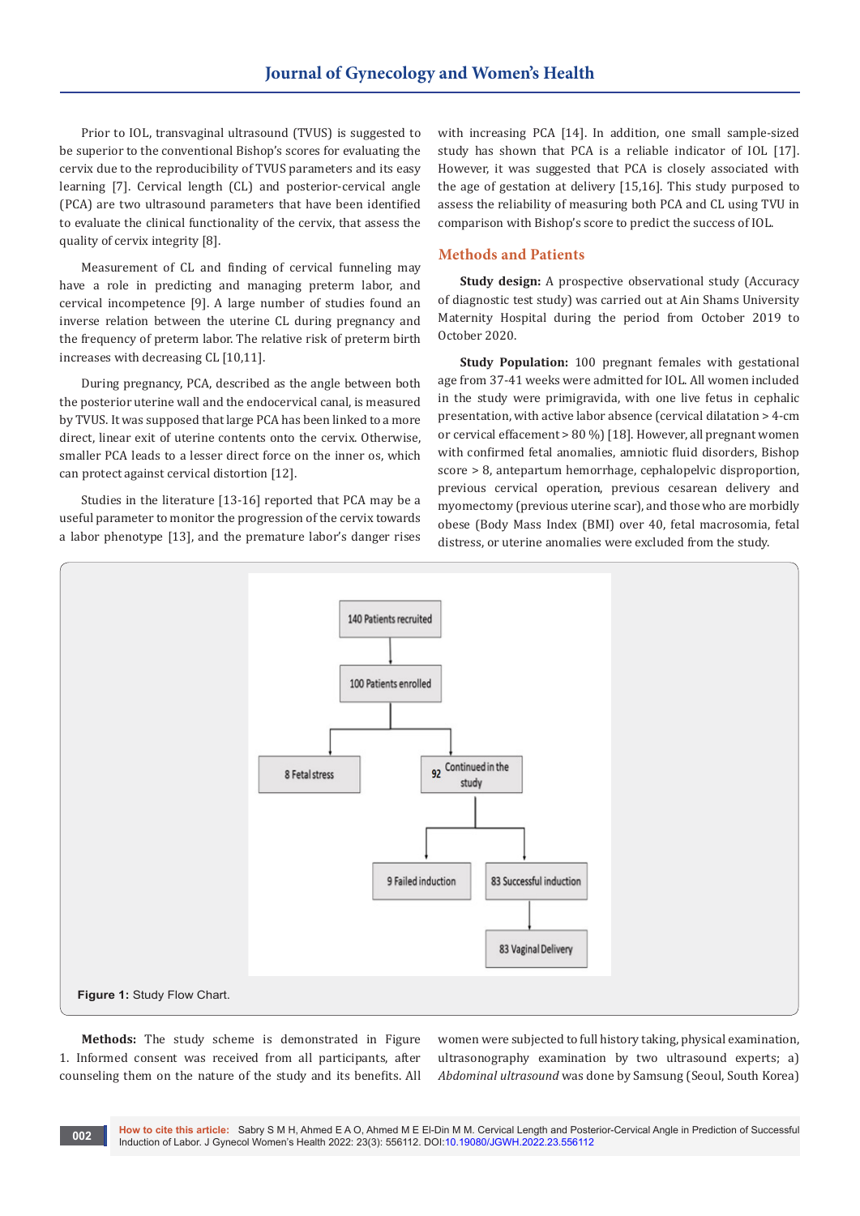Prior to IOL, transvaginal ultrasound (TVUS) is suggested to be superior to the conventional Bishop's scores for evaluating the cervix due to the reproducibility of TVUS parameters and its easy learning [7]. Cervical length (CL) and posterior-cervical angle (PCA) are two ultrasound parameters that have been identified to evaluate the clinical functionality of the cervix, that assess the quality of cervix integrity [8].

Measurement of CL and finding of cervical funneling may have a role in predicting and managing preterm labor, and cervical incompetence [9]. A large number of studies found an inverse relation between the uterine CL during pregnancy and the frequency of preterm labor. The relative risk of preterm birth increases with decreasing CL [10,11].

During pregnancy, PCA, described as the angle between both the posterior uterine wall and the endocervical canal, is measured by TVUS. It was supposed that large PCA has been linked to a more direct, linear exit of uterine contents onto the cervix. Otherwise, smaller PCA leads to a lesser direct force on the inner os, which can protect against cervical distortion [12].

Studies in the literature [13-16] reported that PCA may be a useful parameter to monitor the progression of the cervix towards a labor phenotype [13], and the premature labor's danger rises with increasing PCA [14]. In addition, one small sample-sized study has shown that PCA is a reliable indicator of IOL [17]. However, it was suggested that PCA is closely associated with the age of gestation at delivery [15,16]. This study purposed to assess the reliability of measuring both PCA and CL using TVU in comparison with Bishop's score to predict the success of IOL.

## Methods and Patients

**Study design:** A prospective observational study (Accuracy of diagnostic test study) was carried out at Ain Shams University Maternity Hospital during the period from October 2019 to October 2020.

**Study Population:** 100 pregnant females with gestational age from 37-41 weeks were admitted for IOL. All women included in the study were primigravida, with one live fetus in cephalic presentation, with active labor absence (cervical dilatation > 4-cm or cervical effacement > 80 %) [18]. However, all pregnant women with confirmed fetal anomalies, amniotic fluid disorders, Bishop score > 8, antepartum hemorrhage, cephalopelvic disproportion, previous cervical operation, previous cesarean delivery and myomectomy (previous uterine scar), and those who are morbidly obese (Body Mass Index (BMI) over 40, fetal macrosomia, fetal distress, or uterine anomalies were excluded from the study.

140 Patients recruited → 100 Patients enrolled → 8 Fetal stress; 92 Continued in the study → 9 Failed induction; 83 Successful induction → 83 Vaginal Delivery

**Figure 1:** Study Flow Chart.

**Methods:** The study scheme is demonstrated in Figure 1. Informed consent was received from all participants, after counseling them on the nature of the study and its benefits. All women were subjected to full history taking, physical examination, ultrasonography examination by two ultrasound experts; a) *Abdominal ultrasound* was done by Samsung (Seoul, South Korea)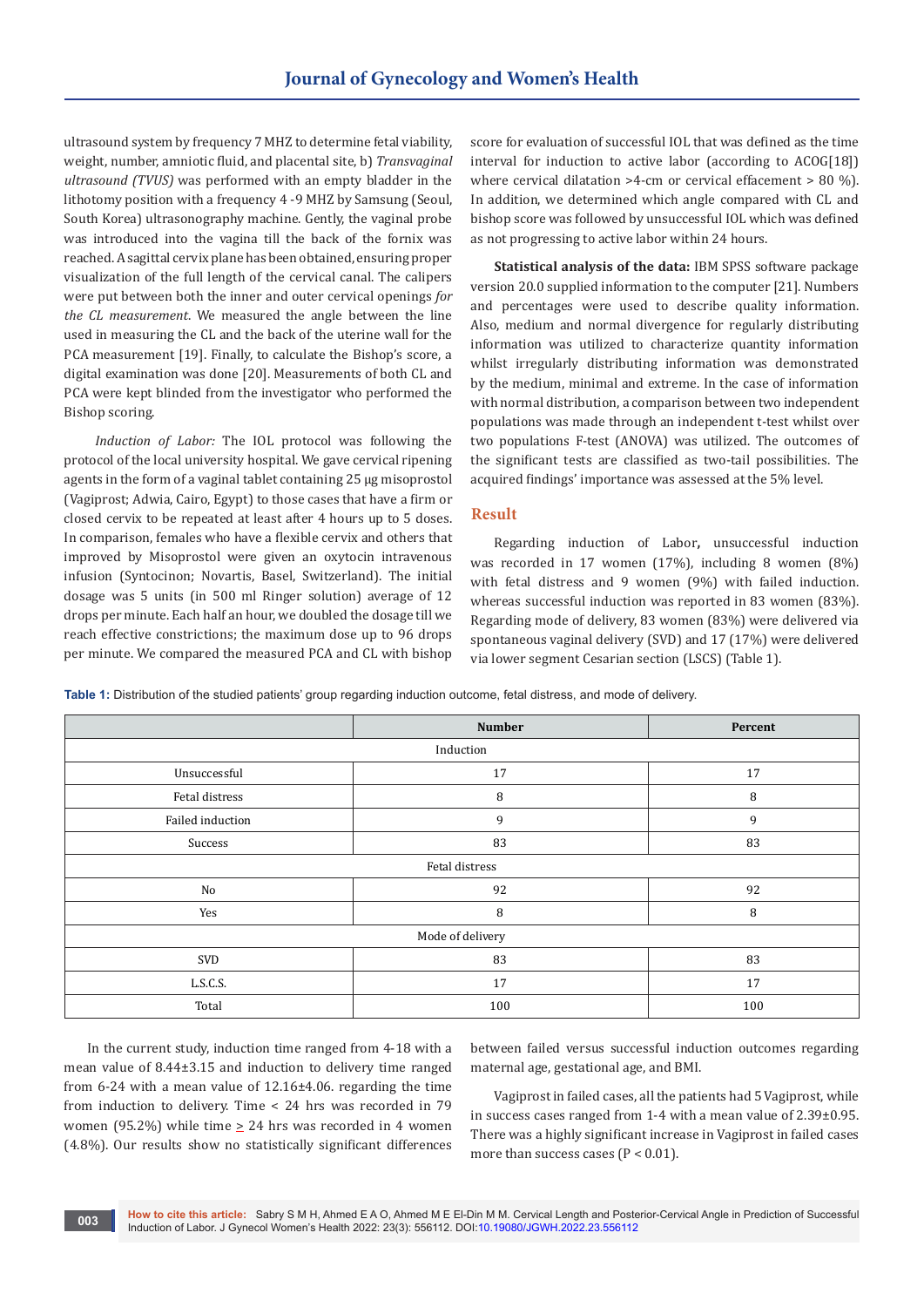ultrasound system by frequency 7 MHZ to determine fetal viability, weight, number, amniotic fluid, and placental site, b) *Transvaginal ultrasound (TVUS)* was performed with an empty bladder in the lithotomy position with a frequency 4 -9 MHZ by Samsung (Seoul, South Korea) ultrasonography machine. Gently, the vaginal probe was introduced into the vagina till the back of the fornix was reached. A sagittal cervix plane has been obtained, ensuring proper visualization of the full length of the cervical canal. The calipers were put between both the inner and outer cervical openings *for the CL measurement*. We measured the angle between the line used in measuring the CL and the back of the uterine wall for the PCA measurement [19]. Finally, to calculate the Bishop's score, a digital examination was done [20]. Measurements of both CL and PCA were kept blinded from the investigator who performed the Bishop scoring.

*Induction of Labor:* The IOL protocol was following the protocol of the local university hospital. We gave cervical ripening agents in the form of a vaginal tablet containing 25 μg misoprostol (Vagiprost; Adwia, Cairo, Egypt) to those cases that have a firm or closed cervix to be repeated at least after 4 hours up to 5 doses. In comparison, females who have a flexible cervix and others that improved by Misoprostol were given an oxytocin intravenous infusion (Syntocinon; Novartis, Basel, Switzerland). The initial dosage was 5 units (in 500 ml Ringer solution) average of 12 drops per minute. Each half an hour, we doubled the dosage till we reach effective constrictions; the maximum dose up to 96 drops per minute. We compared the measured PCA and CL with bishop score for evaluation of successful IOL that was defined as the time interval for induction to active labor (according to ACOG[18]) where cervical dilatation >4-cm or cervical effacement > 80 %). In addition, we determined which angle compared with CL and bishop score was followed by unsuccessful IOL which was defined as not progressing to active labor within 24 hours.

**Statistical analysis of the data:** IBM SPSS software package version 20.0 supplied information to the computer [21]. Numbers and percentages were used to describe quality information. Also, medium and normal divergence for regularly distributing information was utilized to characterize quantity information whilst irregularly distributing information was demonstrated by the medium, minimal and extreme. In the case of information with normal distribution, a comparison between two independent populations was made through an independent t-test whilst over two populations F-test (ANOVA) was utilized. The outcomes of the significant tests are classified as two-tail possibilities. The acquired findings' importance was assessed at the 5% level.

## Result

Regarding induction of Labor**,** unsuccessful induction was recorded in 17 women (17%), including 8 women (8%) with fetal distress and 9 women (9%) with failed induction. whereas successful induction was reported in 83 women (83%). Regarding mode of delivery, 83 women (83%) were delivered via spontaneous vaginal delivery (SVD) and 17 (17%) were delivered via lower segment Cesarian section (LSCS) (Table 1).

**Table 1:** Distribution of the studied patients' group regarding induction outcome, fetal distress, and mode of delivery.

| | Number | Percent |
|---|---|---|
| Induction | | |
| Unsuccessful | 17 | 17 |
| Fetal distress | 8 | 8 |
| Failed induction | 9 | 9 |
| Success | 83 | 83 |
| Fetal distress | | |
| No | 92 | 92 |
| Yes | 8 | 8 |
| Mode of delivery | | |
| SVD | 83 | 83 |
| L.S.C.S. | 17 | 17 |
| Total | 100 | 100 |

In the current study, induction time ranged from 4-18 with a mean value of 8.44±3.15 and induction to delivery time ranged from 6-24 with a mean value of 12.16±4.06. regarding the time from induction to delivery. Time < 24 hrs was recorded in 79 women (95.2%) while time ≥ 24 hrs was recorded in 4 women (4.8%). Our results show no statistically significant differences between failed versus successful induction outcomes regarding maternal age, gestational age, and BMI.

Vagiprost in failed cases, all the patients had 5 Vagiprost, while in success cases ranged from 1-4 with a mean value of 2.39±0.95. There was a highly significant increase in Vagiprost in failed cases more than success cases ($P < 0.01$).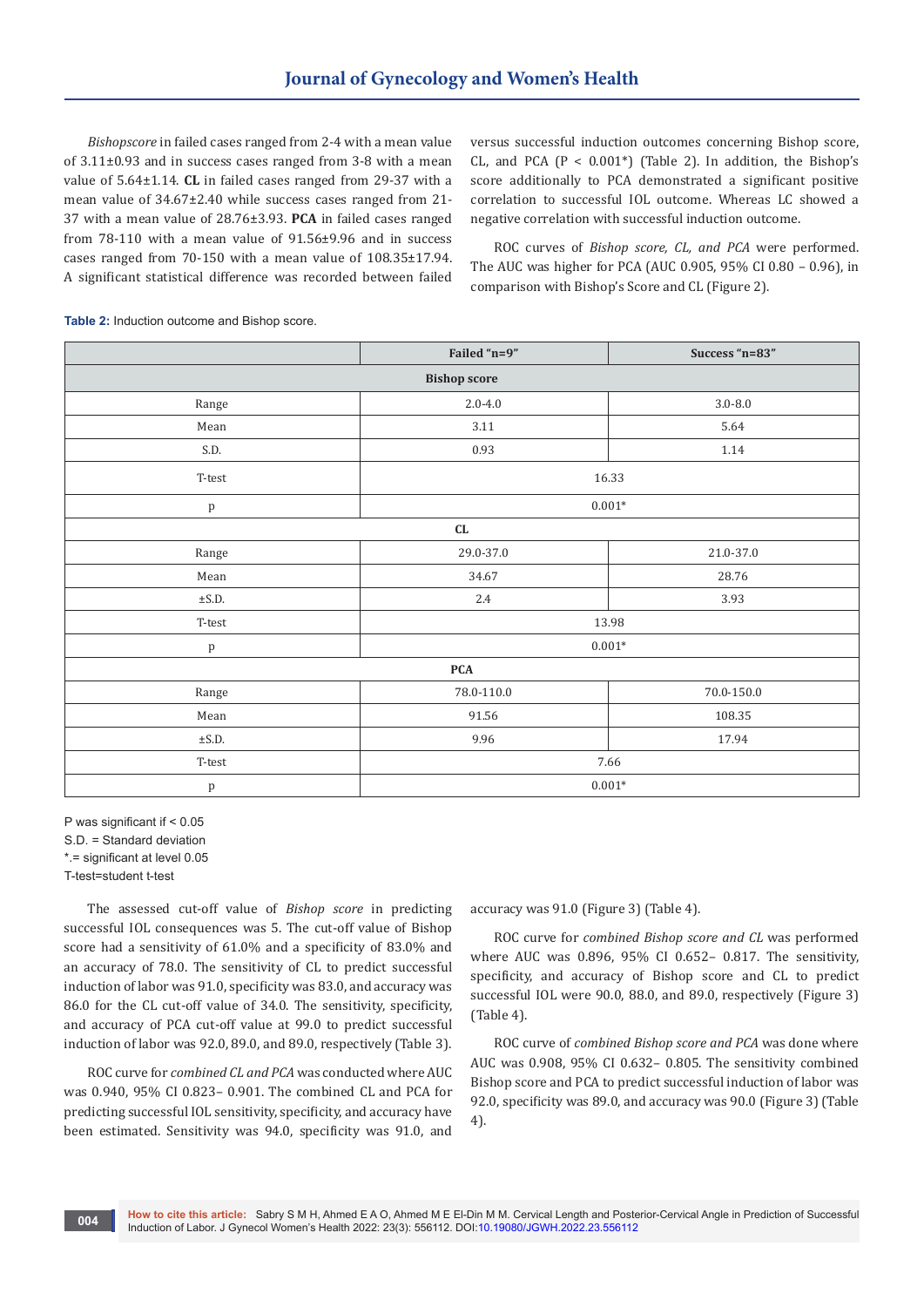*Bishopscore* in failed cases ranged from 2-4 with a mean value of 3.11±0.93 and in success cases ranged from 3-8 with a mean value of 5.64±1.14. **CL** in failed cases ranged from 29-37 with a mean value of 34.67±2.40 while success cases ranged from 21-37 with a mean value of 28.76±3.93. **PCA** in failed cases ranged from 78-110 with a mean value of 91.56±9.96 and in success cases ranged from 70-150 with a mean value of 108.35±17.94. A significant statistical difference was recorded between failed versus successful induction outcomes concerning Bishop score, CL, and PCA ($P < 0.001$*) (Table 2). In addition, the Bishop's score additionally to PCA demonstrated a significant positive correlation to successful IOL outcome. Whereas LC showed a negative correlation with successful induction outcome.

ROC curves of *Bishop score, CL, and PCA* were performed. The AUC was higher for PCA (AUC 0.905, 95% CI 0.80 – 0.96), in comparison with Bishop's Score and CL (Figure 2).

**Table 2:** Induction outcome and Bishop score.

| | Failed "n=9" | Success "n=83" |
|---|---|---|
| **Bishop score** | | |
| Range | 2.0-4.0 | 3.0-8.0 |
| Mean | 3.11 | 5.64 |
| S.D. | 0.93 | 1.14 |
| T-test | 16.33 | |
| p | 0.001* | |
| **CL** | | |
| Range | 29.0-37.0 | 21.0-37.0 |
| Mean | 34.67 | 28.76 |
| ±S.D. | 2.4 | 3.93 |
| T-test | 13.98 | |
| p | 0.001* | |
| **PCA** | | |
| Range | 78.0-110.0 | 70.0-150.0 |
| Mean | 91.56 | 108.35 |
| ±S.D. | 9.96 | 17.94 |
| T-test | 7.66 | |
| p | 0.001* | |

P was significant if < 0.05
S.D. = Standard deviation
*.= significant at level 0.05
T-test=student t-test

The assessed cut-off value of *Bishop score* in predicting successful IOL consequences was 5. The cut-off value of Bishop score had a sensitivity of 61.0% and a specificity of 83.0% and an accuracy of 78.0. The sensitivity of CL to predict successful induction of labor was 91.0, specificity was 83.0, and accuracy was 86.0 for the CL cut-off value of 34.0. The sensitivity, specificity, and accuracy of PCA cut-off value at 99.0 to predict successful induction of labor was 92.0, 89.0, and 89.0, respectively (Table 3).

ROC curve for *combined CL and PCA* was conducted where AUC was 0.940, 95% CI 0.823– 0.901. The combined CL and PCA for predicting successful IOL sensitivity, specificity, and accuracy have been estimated. Sensitivity was 94.0, specificity was 91.0, and accuracy was 91.0 (Figure 3) (Table 4).

ROC curve for *combined Bishop score and CL* was performed where AUC was 0.896, 95% CI 0.652– 0.817. The sensitivity, specificity, and accuracy of Bishop score and CL to predict successful IOL were 90.0, 88.0, and 89.0, respectively (Figure 3) (Table 4).

ROC curve of *combined Bishop score and PCA* was done where AUC was 0.908, 95% CI 0.632– 0.805. The sensitivity combined Bishop score and PCA to predict successful induction of labor was 92.0, specificity was 89.0, and accuracy was 90.0 (Figure 3) (Table 4).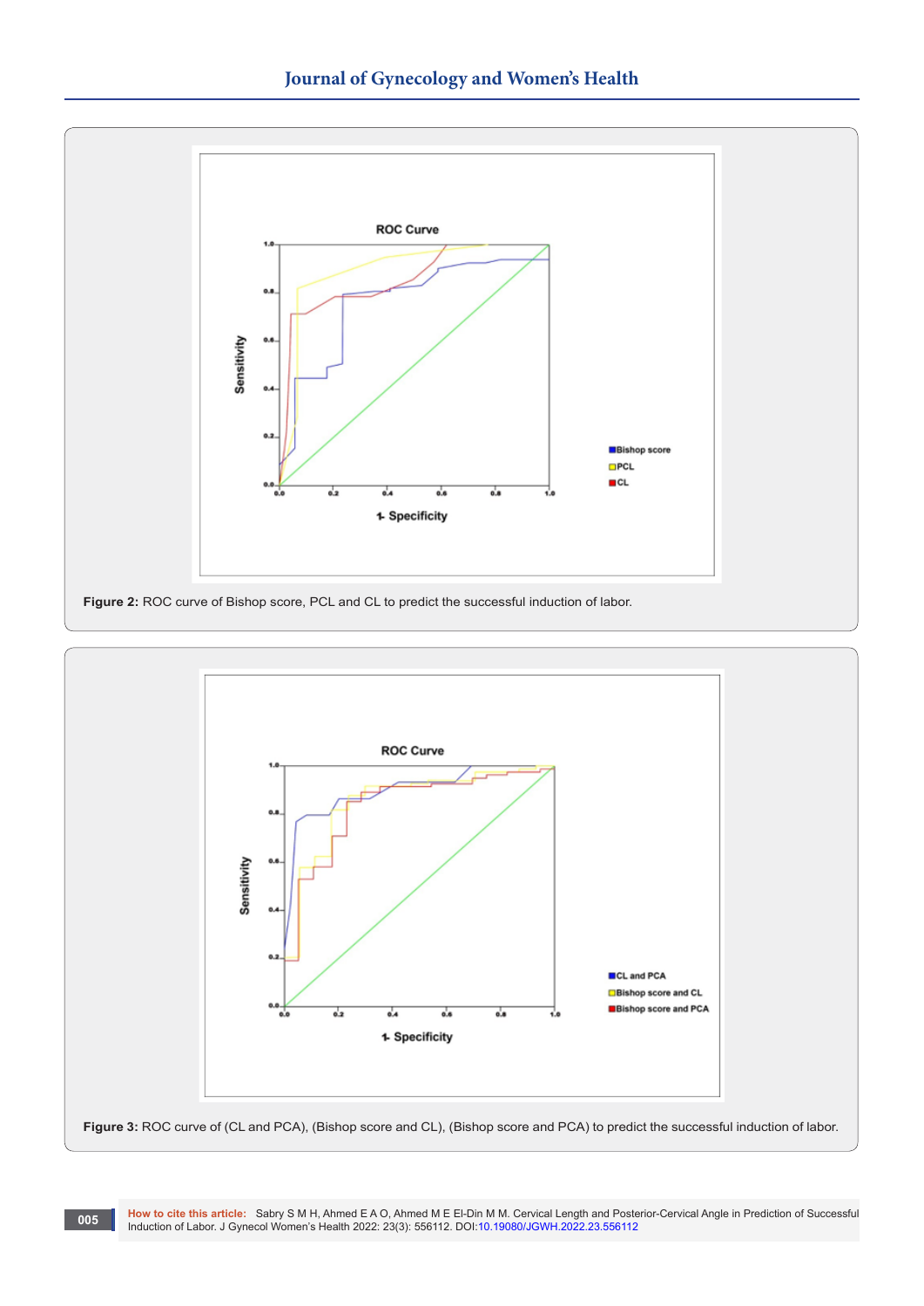**Figure 2:** ROC curve of Bishop score, PCL and CL to predict the successful induction of labor.

**Figure 3:** ROC curve of (CL and PCA), (Bishop score and CL), (Bishop score and PCA) to predict the successful induction of labor.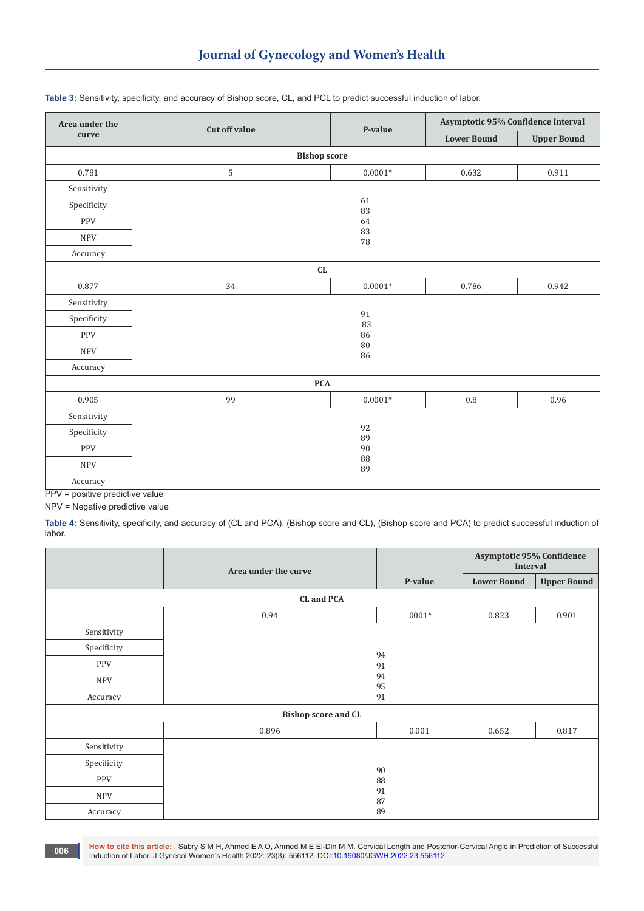**Table 3:** Sensitivity, specificity, and accuracy of Bishop score, CL, and PCL to predict successful induction of labor.

| Area under the curve | Cut off value | P-value | Asymptotic 95% Confidence Interval | |
|---|---|---|---|---|
| | | | Lower Bound | Upper Bound |
| **Bishop score** | | | | |
| 0.781 | 5 | 0.0001* | 0.632 | 0.911 |
| Sensitivity | 61 | | | |
| Specificity | 83 | | | |
| PPV | 64 | | | |
| NPV | 83 | | | |
| Accuracy | 78 | | | |
| **CL** | | | | |
| 0.877 | 34 | 0.0001* | 0.786 | 0.942 |
| Sensitivity | 91 | | | |
| Specificity | 83 | | | |
| PPV | 86 | | | |
| NPV | 80 | | | |
| Accuracy | 86 | | | |
| **PCA** | | | | |
| 0.905 | 99 | 0.0001* | 0.8 | 0.96 |
| Sensitivity | 92 | | | |
| Specificity | 89 | | | |
| PPV | 90 | | | |
| NPV | 88 | | | |
| Accuracy | 89 | | | |

PPV = positive predictive value

NPV = Negative predictive value

**Table 4:** Sensitivity, specificity, and accuracy of (CL and PCA), (Bishop score and CL), (Bishop score and PCA) to predict successful induction of labor.

| | Area under the curve | P-value | Asymptotic 95% Confidence Interval | |
|---|---|---|---|---|
| | | | Lower Bound | Upper Bound |
| **CL and PCA** | | | | |
| | 0.94 | .0001* | 0.823 | 0.901 |
| Sensitivity | 94 | | | |
| Specificity | 91 | | | |
| PPV | 94 | | | |
| NPV | 95 | | | |
| Accuracy | 91 | | | |
| **Bishop score and CL** | | | | |
| | 0.896 | 0.001 | 0.652 | 0.817 |
| Sensitivity | 90 | | | |
| Specificity | 88 | | | |
| PPV | 91 | | | |
| NPV | 87 | | | |
| Accuracy | 89 | | | |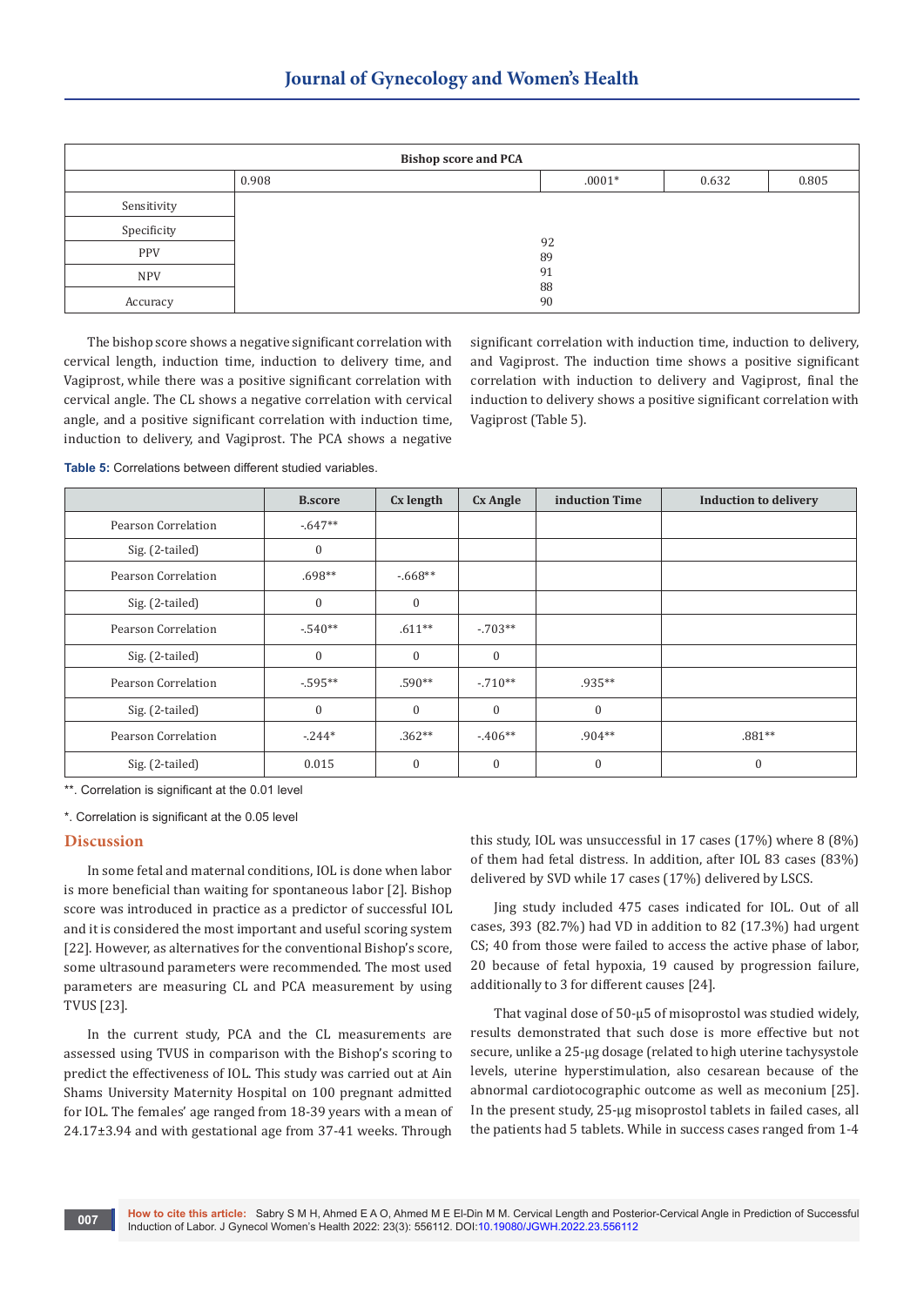| Bishop score and PCA | | | | |
|---|---|---|---|---|
| | 0.908 | .0001* | 0.632 | 0.805 |
| Sensitivity | 92 | | | |
| Specificity | 89 | | | |
| PPV | 91 | | | |
| NPV | 88 | | | |
| Accuracy | 90 | | | |

The bishop score shows a negative significant correlation with cervical length, induction time, induction to delivery time, and Vagiprost, while there was a positive significant correlation with cervical angle. The CL shows a negative correlation with cervical angle, and a positive significant correlation with induction time, induction to delivery, and Vagiprost. The PCA shows a negative significant correlation with induction time, induction to delivery, and Vagiprost. The induction time shows a positive significant correlation with induction to delivery and Vagiprost, final the induction to delivery shows a positive significant correlation with Vagiprost (Table 5).

**Table 5:** Correlations between different studied variables.

| | B.score | Cx length | Cx Angle | induction Time | Induction to delivery |
|---|---|---|---|---|---|
| Pearson Correlation | -.647** | | | | |
| Sig. (2-tailed) | 0 | | | | |
| Pearson Correlation | .698** | -.668** | | | |
| Sig. (2-tailed) | 0 | 0 | | | |
| Pearson Correlation | -.540** | .611** | -.703** | | |
| Sig. (2-tailed) | 0 | 0 | 0 | | |
| Pearson Correlation | -.595** | .590** | -.710** | .935** | |
| Sig. (2-tailed) | 0 | 0 | 0 | 0 | |
| Pearson Correlation | -.244* | .362** | -.406** | .904** | .881** |
| Sig. (2-tailed) | 0.015 | 0 | 0 | 0 | 0 |

**. Correlation is significant at the 0.01 level

*. Correlation is significant at the 0.05 level

## Discussion

In some fetal and maternal conditions, IOL is done when labor is more beneficial than waiting for spontaneous labor [2]. Bishop score was introduced in practice as a predictor of successful IOL and it is considered the most important and useful scoring system [22]. However, as alternatives for the conventional Bishop's score, some ultrasound parameters were recommended. The most used parameters are measuring CL and PCA measurement by using TVUS [23].

In the current study, PCA and the CL measurements are assessed using TVUS in comparison with the Bishop's scoring to predict the effectiveness of IOL. This study was carried out at Ain Shams University Maternity Hospital on 100 pregnant admitted for IOL. The females' age ranged from 18-39 years with a mean of 24.17±3.94 and with gestational age from 37-41 weeks. Through this study, IOL was unsuccessful in 17 cases (17%) where 8 (8%) of them had fetal distress. In addition, after IOL 83 cases (83%) delivered by SVD while 17 cases (17%) delivered by LSCS.

Jing study included 475 cases indicated for IOL. Out of all cases, 393 (82.7%) had VD in addition to 82 (17.3%) had urgent CS; 40 from those were failed to access the active phase of labor, 20 because of fetal hypoxia, 19 caused by progression failure, additionally to 3 for different causes [24].

That vaginal dose of 50-µ5 of misoprostol was studied widely, results demonstrated that such dose is more effective but not secure, unlike a 25-µg dosage (related to high uterine tachysystole levels, uterine hyperstimulation, also cesarean because of the abnormal cardiotocographic outcome as well as meconium [25]. In the present study, 25-µg misoprostol tablets in failed cases, all the patients had 5 tablets. While in success cases ranged from 1-4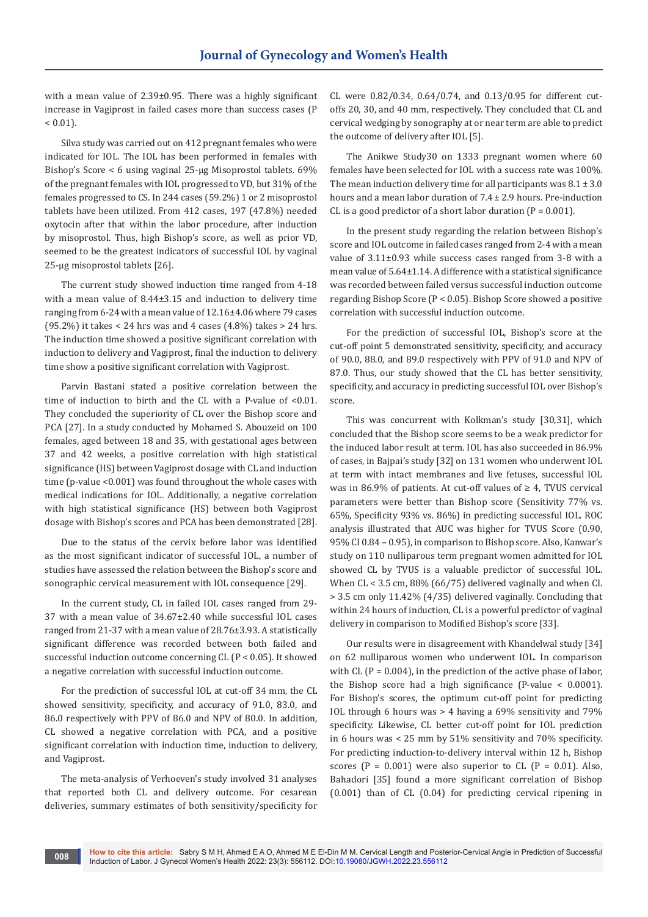with a mean value of 2.39±0.95. There was a highly significant increase in Vagiprost in failed cases more than success cases ($P < 0.01$).

Silva study was carried out on 412 pregnant females who were indicated for IOL. The IOL has been performed in females with Bishop's Score < 6 using vaginal 25-μg Misoprostol tablets. 69% of the pregnant females with IOL progressed to VD, but 31% of the females progressed to CS. In 244 cases (59.2%) 1 or 2 misoprostol tablets have been utilized. From 412 cases, 197 (47.8%) needed oxytocin after that within the labor procedure, after induction by misoprostol. Thus, high Bishop's score, as well as prior VD, seemed to be the greatest indicators of successful IOL by vaginal 25-μg misoprostol tablets [26].

The current study showed induction time ranged from 4-18 with a mean value of 8.44±3.15 and induction to delivery time ranging from 6-24 with a mean value of 12.16±4.06 where 79 cases (95.2%) it takes < 24 hrs was and 4 cases (4.8%) takes > 24 hrs. The induction time showed a positive significant correlation with induction to delivery and Vagiprost, final the induction to delivery time show a positive significant correlation with Vagiprost.

Parvin Bastani stated a positive correlation between the time of induction to birth and the CL with a P-value of <0.01. They concluded the superiority of CL over the Bishop score and PCA [27]. In a study conducted by Mohamed S. Abouzeid on 100 females, aged between 18 and 35, with gestational ages between 37 and 42 weeks, a positive correlation with high statistical significance (HS) between Vagiprost dosage with CL and induction time (p-value <0.001) was found throughout the whole cases with medical indications for IOL. Additionally, a negative correlation with high statistical significance (HS) between both Vagiprost dosage with Bishop's scores and PCA has been demonstrated [28].

Due to the status of the cervix before labor was identified as the most significant indicator of successful IOL, a number of studies have assessed the relation between the Bishop's score and sonographic cervical measurement with IOL consequence [29].

In the current study, CL in failed IOL cases ranged from 29-37 with a mean value of 34.67±2.40 while successful IOL cases ranged from 21-37 with a mean value of 28.76±3.93. A statistically significant difference was recorded between both failed and successful induction outcome concerning CL ($P < 0.05$). It showed a negative correlation with successful induction outcome.

For the prediction of successful IOL at cut-off 34 mm, the CL showed sensitivity, specificity, and accuracy of 91.0, 83.0, and 86.0 respectively with PPV of 86.0 and NPV of 80.0. In addition, CL showed a negative correlation with PCA, and a positive significant correlation with induction time, induction to delivery, and Vagiprost.

The meta-analysis of Verhoeven's study involved 31 analyses that reported both CL and delivery outcome. For cesarean deliveries, summary estimates of both sensitivity/specificity for CL were 0.82/0.34, 0.64/0.74, and 0.13/0.95 for different cut-offs 20, 30, and 40 mm, respectively. They concluded that CL and cervical wedging by sonography at or near term are able to predict the outcome of delivery after IOL [5].

The Anikwe Study30 on 1333 pregnant women where 60 females have been selected for IOL with a success rate was 100%. The mean induction delivery time for all participants was 8.1 ± 3.0 hours and a mean labor duration of 7.4 ± 2.9 hours. Pre-induction CL is a good predictor of a short labor duration ($P = 0.001$).

In the present study regarding the relation between Bishop's score and IOL outcome in failed cases ranged from 2-4 with a mean value of 3.11±0.93 while success cases ranged from 3-8 with a mean value of 5.64±1.14. A difference with a statistical significance was recorded between failed versus successful induction outcome regarding Bishop Score ($P < 0.05$). Bishop Score showed a positive correlation with successful induction outcome.

For the prediction of successful IOL, Bishop's score at the cut-off point 5 demonstrated sensitivity, specificity, and accuracy of 90.0, 88.0, and 89.0 respectively with PPV of 91.0 and NPV of 87.0. Thus, our study showed that the CL has better sensitivity, specificity, and accuracy in predicting successful IOL over Bishop's score.

This was concurrent with Kolkman's study [30,31], which concluded that the Bishop score seems to be a weak predictor for the induced labor result at term. IOL has also succeeded in 86.9% of cases, in Bajpai's study [32] on 131 women who underwent IOL at term with intact membranes and live fetuses, successful IOL was in 86.9% of patients. At cut-off values of ≥ 4, TVUS cervical parameters were better than Bishop score (Sensitivity 77% vs. 65%, Specificity 93% vs. 86%) in predicting successful IOL. ROC analysis illustrated that AUC was higher for TVUS Score (0.90, 95% CI 0.84 – 0.95), in comparison to Bishop score. Also, Kanwar's study on 110 nulliparous term pregnant women admitted for IOL showed CL by TVUS is a valuable predictor of successful IOL. When CL < 3.5 cm, 88% (66/75) delivered vaginally and when CL > 3.5 cm only 11.42% (4/35) delivered vaginally. Concluding that within 24 hours of induction, CL is a powerful predictor of vaginal delivery in comparison to Modified Bishop's score [33].

Our results were in disagreement with Khandelwal study [34] on 62 nulliparous women who underwent IOL. In comparison with CL ($P = 0.004$), in the prediction of the active phase of labor, the Bishop score had a high significance (P-value < 0.0001). For Bishop's scores, the optimum cut-off point for predicting IOL through 6 hours was > 4 having a 69% sensitivity and 79% specificity. Likewise, CL better cut-off point for IOL prediction in 6 hours was < 25 mm by 51% sensitivity and 70% specificity. For predicting induction-to-delivery interval within 12 h, Bishop scores ($P = 0.001$) were also superior to CL ($P = 0.01$). Also, Bahadori [35] found a more significant correlation of Bishop (0.001) than of CL (0.04) for predicting cervical ripening in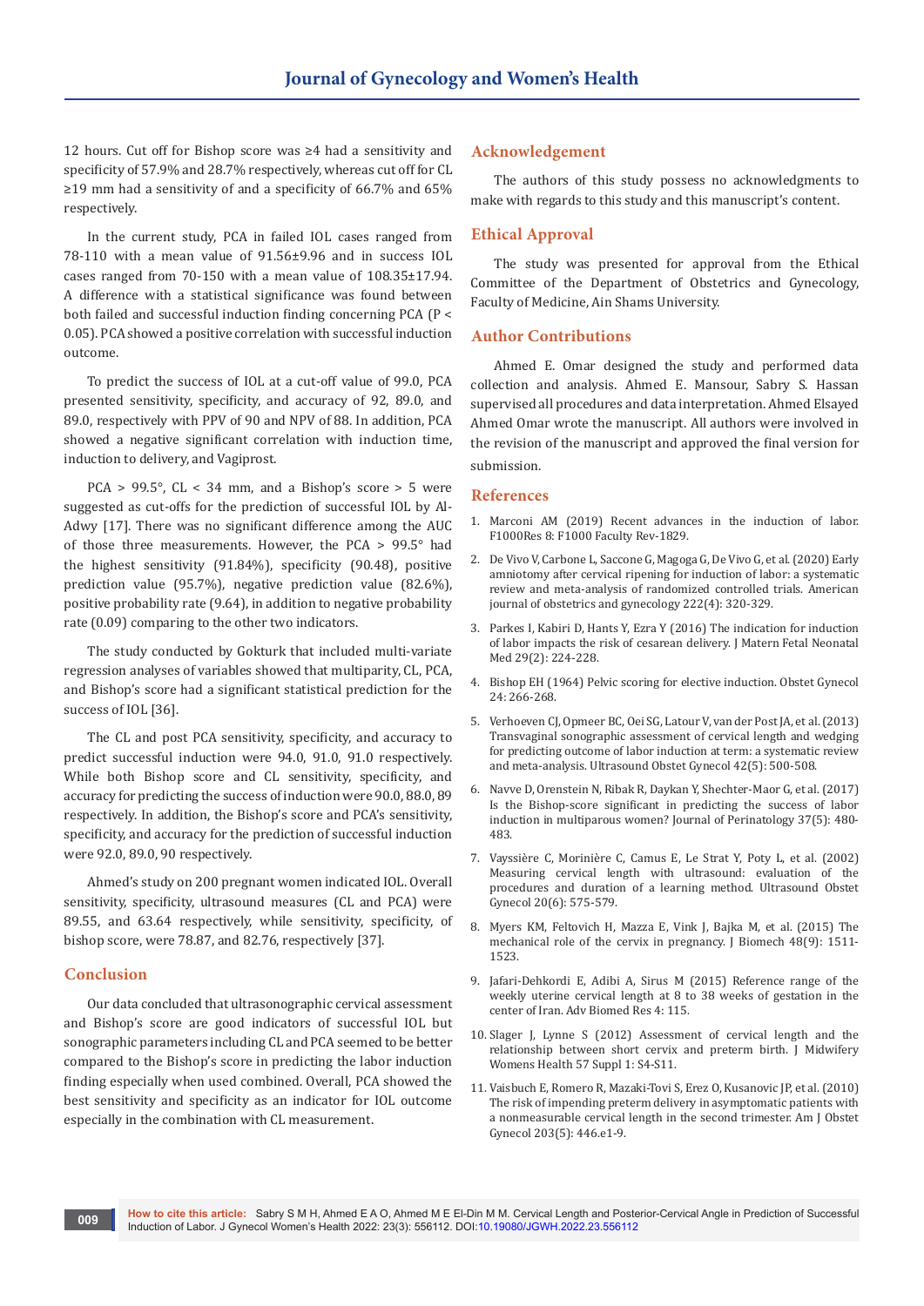12 hours. Cut off for Bishop score was ≥4 had a sensitivity and specificity of 57.9% and 28.7% respectively, whereas cut off for CL ≥19 mm had a sensitivity of and a specificity of 66.7% and 65% respectively.

In the current study, PCA in failed IOL cases ranged from 78-110 with a mean value of 91.56±9.96 and in success IOL cases ranged from 70-150 with a mean value of 108.35±17.94. A difference with a statistical significance was found between both failed and successful induction finding concerning PCA ($P < 0.05$). PCA showed a positive correlation with successful induction outcome.

To predict the success of IOL at a cut-off value of 99.0, PCA presented sensitivity, specificity, and accuracy of 92, 89.0, and 89.0, respectively with PPV of 90 and NPV of 88. In addition, PCA showed a negative significant correlation with induction time, induction to delivery, and Vagiprost.

PCA > 99.5°, CL < 34 mm, and a Bishop's score > 5 were suggested as cut-offs for the prediction of successful IOL by Al-Adwy [17]. There was no significant difference among the AUC of those three measurements. However, the PCA > 99.5° had the highest sensitivity (91.84%), specificity (90.48), positive prediction value (95.7%), negative prediction value (82.6%), positive probability rate (9.64), in addition to negative probability rate (0.09) comparing to the other two indicators.

The study conducted by Gokturk that included multi-variate regression analyses of variables showed that multiparity, CL, PCA, and Bishop's score had a significant statistical prediction for the success of IOL [36].

The CL and post PCA sensitivity, specificity, and accuracy to predict successful induction were 94.0, 91.0, 91.0 respectively. While both Bishop score and CL sensitivity, specificity, and accuracy for predicting the success of induction were 90.0, 88.0, 89 respectively. In addition, the Bishop's score and PCA's sensitivity, specificity, and accuracy for the prediction of successful induction were 92.0, 89.0, 90 respectively.

Ahmed's study on 200 pregnant women indicated IOL. Overall sensitivity, specificity, ultrasound measures (CL and PCA) were 89.55, and 63.64 respectively, while sensitivity, specificity, of bishop score, were 78.87, and 82.76, respectively [37].

## Conclusion

Our data concluded that ultrasonographic cervical assessment and Bishop's score are good indicators of successful IOL but sonographic parameters including CL and PCA seemed to be better compared to the Bishop's score in predicting the labor induction finding especially when used combined. Overall, PCA showed the best sensitivity and specificity as an indicator for IOL outcome especially in the combination with CL measurement.

## Acknowledgement

The authors of this study possess no acknowledgments to make with regards to this study and this manuscript's content.

## Ethical Approval

The study was presented for approval from the Ethical Committee of the Department of Obstetrics and Gynecology, Faculty of Medicine, Ain Shams University.

## Author Contributions

Ahmed E. Omar designed the study and performed data collection and analysis. Ahmed E. Mansour, Sabry S. Hassan supervised all procedures and data interpretation. Ahmed Elsayed Ahmed Omar wrote the manuscript. All authors were involved in the revision of the manuscript and approved the final version for submission.

## References

1. Marconi AM (2019) Recent advances in the induction of labor. F1000Res 8: F1000 Faculty Rev-1829.
2. De Vivo V, Carbone L, Saccone G, Magoga G, De Vivo G, et al. (2020) Early amniotomy after cervical ripening for induction of labor: a systematic review and meta-analysis of randomized controlled trials. American journal of obstetrics and gynecology 222(4): 320-329.
3. Parkes I, Kabiri D, Hants Y, Ezra Y (2016) The indication for induction of labor impacts the risk of cesarean delivery. J Matern Fetal Neonatal Med 29(2): 224-228.
4. Bishop EH (1964) Pelvic scoring for elective induction. Obstet Gynecol 24: 266-268.
5. Verhoeven CJ, Opmeer BC, Oei SG, Latour V, van der Post JA, et al. (2013) Transvaginal sonographic assessment of cervical length and wedging for predicting outcome of labor induction at term: a systematic review and meta-analysis. Ultrasound Obstet Gynecol 42(5): 500-508.
6. Navve D, Orenstein N, Ribak R, Daykan Y, Shechter-Maor G, et al. (2017) Is the Bishop-score significant in predicting the success of labor induction in multiparous women? Journal of Perinatology 37(5): 480-483.
7. Vayssière C, Morinière C, Camus E, Le Strat Y, Poty L, et al. (2002) Measuring cervical length with ultrasound: evaluation of the procedures and duration of a learning method. Ultrasound Obstet Gynecol 20(6): 575-579.
8. Myers KM, Feltovich H, Mazza E, Vink J, Bajka M, et al. (2015) The mechanical role of the cervix in pregnancy. J Biomech 48(9): 1511-1523.
9. Jafari-Dehkordi E, Adibi A, Sirus M (2015) Reference range of the weekly uterine cervical length at 8 to 38 weeks of gestation in the center of Iran. Adv Biomed Res 4: 115.
10. Slager J, Lynne S (2012) Assessment of cervical length and the relationship between short cervix and preterm birth. J Midwifery Womens Health 57 Suppl 1: S4-S11.
11. Vaisbuch E, Romero R, Mazaki-Tovi S, Erez O, Kusanovic JP, et al. (2010) The risk of impending preterm delivery in asymptomatic patients with a nonmeasurable cervical length in the second trimester. Am J Obstet Gynecol 203(5): 446.e1-9.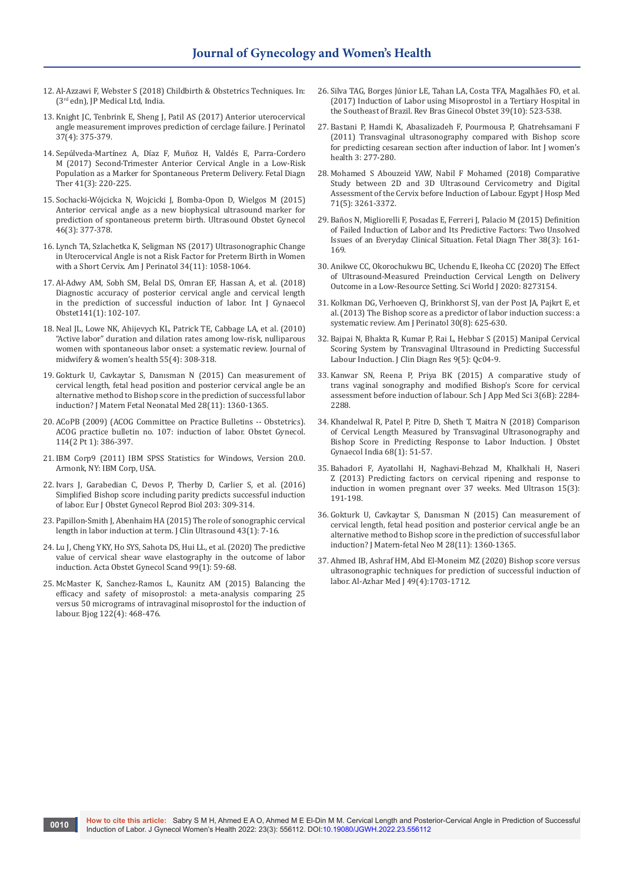12. Al-Azzawi F, Webster S (2018) Childbirth & Obstetrics Techniques. In: (3rd edn), JP Medical Ltd, India.
13. Knight JC, Tenbrink E, Sheng J, Patil AS (2017) Anterior uterocervical angle measurement improves prediction of cerclage failure. J Perinatol 37(4): 375-379.
14. Sepúlveda-Martínez A, Díaz F, Muñoz H, Valdés E, Parra-Cordero M (2017) Second-Trimester Anterior Cervical Angle in a Low-Risk Population as a Marker for Spontaneous Preterm Delivery. Fetal Diagn Ther 41(3): 220-225.
15. Sochacki-Wójcicka N, Wojcicki J, Bomba-Opon D, Wielgos M (2015) Anterior cervical angle as a new biophysical ultrasound marker for prediction of spontaneous preterm birth. Ultrasound Obstet Gynecol 46(3): 377-378.
16. Lynch TA, Szlachetka K, Seligman NS (2017) Ultrasonographic Change in Uterocervical Angle is not a Risk Factor for Preterm Birth in Women with a Short Cervix. Am J Perinatol 34(11): 1058-1064.
17. Al-Adwy AM, Sobh SM, Belal DS, Omran EF, Hassan A, et al. (2018) Diagnostic accuracy of posterior cervical angle and cervical length in the prediction of successful induction of labor. Int J Gynaecol Obstet141(1): 102-107.
18. Neal JL, Lowe NK, Ahijevych KL, Patrick TE, Cabbage LA, et al. (2010) "Active labor" duration and dilation rates among low-risk, nulliparous women with spontaneous labor onset: a systematic review. Journal of midwifery & women's health 55(4): 308-318.
19. Gokturk U, Cavkaytar S, Danısman N (2015) Can measurement of cervical length, fetal head position and posterior cervical angle be an alternative method to Bishop score in the prediction of successful labor induction? J Matern Fetal Neonatal Med 28(11): 1360-1365.
20. ACoPB (2009) (ACOG Committee on Practice Bulletins -- Obstetrics). ACOG practice bulletin no. 107: induction of labor. Obstet Gynecol. 114(2 Pt 1): 386-397.
21. IBM Corp9 (2011) IBM SPSS Statistics for Windows, Version 20.0. Armonk, NY: IBM Corp, USA.
22. Ivars J, Garabedian C, Devos P, Therby D, Carlier S, et al. (2016) Simplified Bishop score including parity predicts successful induction of labor. Eur J Obstet Gynecol Reprod Biol 203: 309-314.
23. Papillon-Smith J, Abenhaim HA (2015) The role of sonographic cervical length in labor induction at term. J Clin Ultrasound 43(1): 7-16.
24. Lu J, Cheng YKY, Ho SYS, Sahota DS, Hui LL, et al. (2020) The predictive value of cervical shear wave elastography in the outcome of labor induction. Acta Obstet Gynecol Scand 99(1): 59-68.
25. McMaster K, Sanchez-Ramos L, Kaunitz AM (2015) Balancing the efficacy and safety of misoprostol: a meta-analysis comparing 25 versus 50 micrograms of intravaginal misoprostol for the induction of labour. Bjog 122(4): 468-476.
26. Silva TAG, Borges Júnior LE, Tahan LA, Costa TFA, Magalhães FO, et al. (2017) Induction of Labor using Misoprostol in a Tertiary Hospital in the Southeast of Brazil. Rev Bras Ginecol Obstet 39(10): 523-538.
27. Bastani P, Hamdi K, Abasalizadeh F, Pourmousa P, Ghatrehsamani F (2011) Transvaginal ultrasonography compared with Bishop score for predicting cesarean section after induction of labor. Int J women's health 3: 277-280.
28. Mohamed S Abouzeid YAW, Nabil F Mohamed (2018) Comparative Study between 2D and 3D Ultrasound Cervicometry and Digital Assessment of the Cervix before Induction of Labour. Egypt J Hosp Med 71(5): 3261-3372.
29. Baños N, Migliorelli F, Posadas E, Ferreri J, Palacio M (2015) Definition of Failed Induction of Labor and Its Predictive Factors: Two Unsolved Issues of an Everyday Clinical Situation. Fetal Diagn Ther 38(3): 161-169.
30. Anikwe CC, Okorochukwu BC, Uchendu E, Ikeoha CC (2020) The Effect of Ultrasound-Measured Preinduction Cervical Length on Delivery Outcome in a Low-Resource Setting. Sci World J 2020: 8273154.
31. Kolkman DG, Verhoeven CJ, Brinkhorst SJ, van der Post JA, Pajkrt E, et al. (2013) The Bishop score as a predictor of labor induction success: a systematic review. Am J Perinatol 30(8): 625-630.
32. Bajpai N, Bhakta R, Kumar P, Rai L, Hebbar S (2015) Manipal Cervical Scoring System by Transvaginal Ultrasound in Predicting Successful Labour Induction. J Clin Diagn Res 9(5): Qc04-9.
33. Kanwar SN, Reena P, Priya BK (2015) A comparative study of trans vaginal sonography and modified Bishop's Score for cervical assessment before induction of labour. Sch J App Med Sci 3(6B): 2284-2288.
34. Khandelwal R, Patel P, Pitre D, Sheth T, Maitra N (2018) Comparison of Cervical Length Measured by Transvaginal Ultrasonography and Bishop Score in Predicting Response to Labor Induction. J Obstet Gynaecol India 68(1): 51-57.
35. Bahadori F, Ayatollahi H, Naghavi-Behzad M, Khalkhali H, Naseri Z (2013) Predicting factors on cervical ripening and response to induction in women pregnant over 37 weeks. Med Ultrason 15(3): 191-198.
36. Gokturk U, Cavkaytar S, Danısman N (2015) Can measurement of cervical length, fetal head position and posterior cervical angle be an alternative method to Bishop score in the prediction of successful labor induction? J Matern-fetal Neo M 28(11): 1360-1365.
37. Ahmed IB, Ashraf HM, Abd El-Moneim MZ (2020) Bishop score versus ultrasonographic techniques for prediction of successful induction of labor. Al-Azhar Med J 49(4):1703-1712.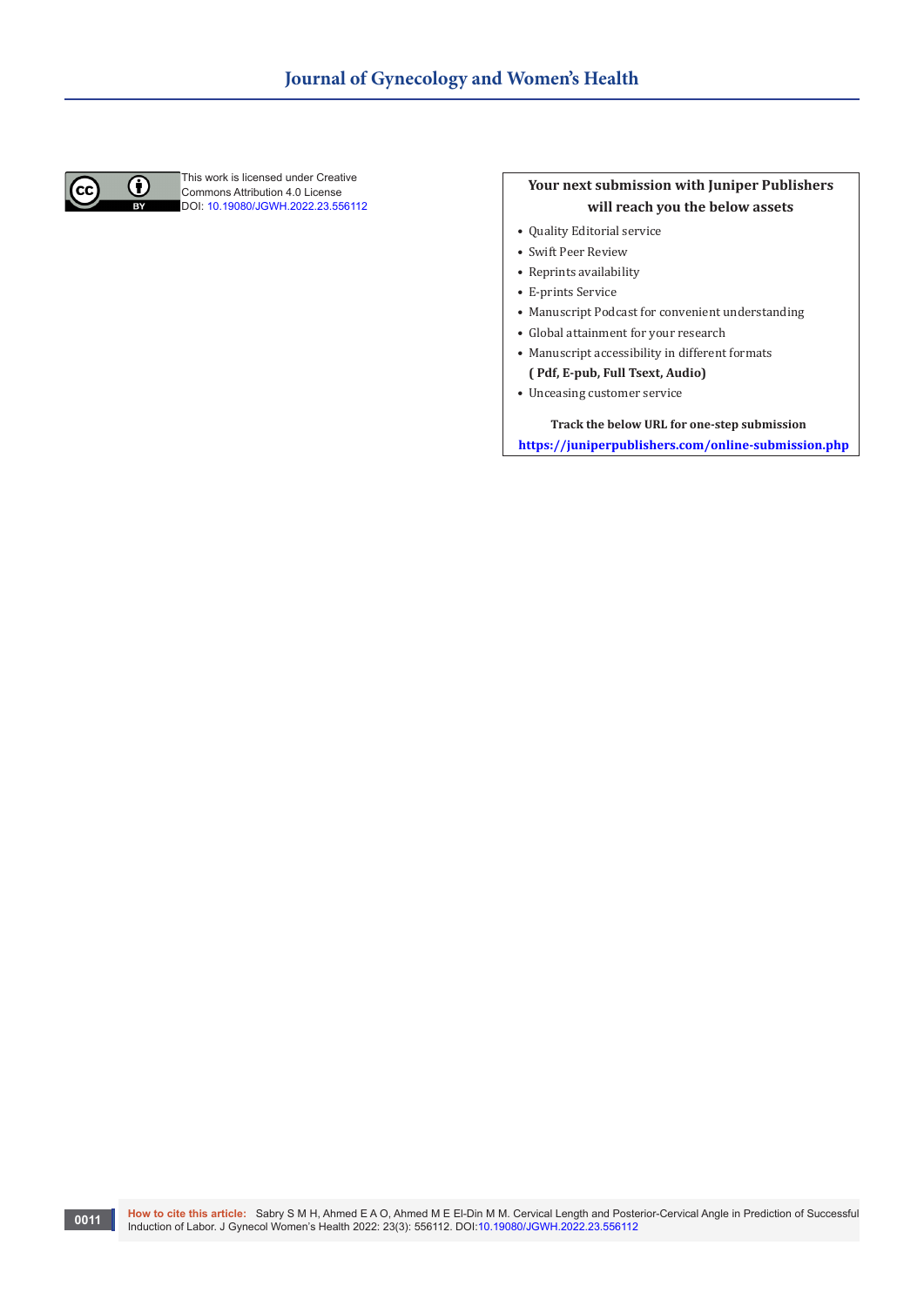This work is licensed under Creative Commons Attribution 4.0 License
DOI: 10.19080/JGWH.2022.23.556112

**Your next submission with Juniper Publishers will reach you the below assets**

- Quality Editorial service
- Swift Peer Review
- Reprints availability
- E-prints Service
- Manuscript Podcast for convenient understanding
- Global attainment for your research
- Manuscript accessibility in different formats
  **( Pdf, E-pub, Full Tsext, Audio)**
- Unceasing customer service

**Track the below URL for one-step submission**
**https://juniperpublishers.com/online-submission.php**